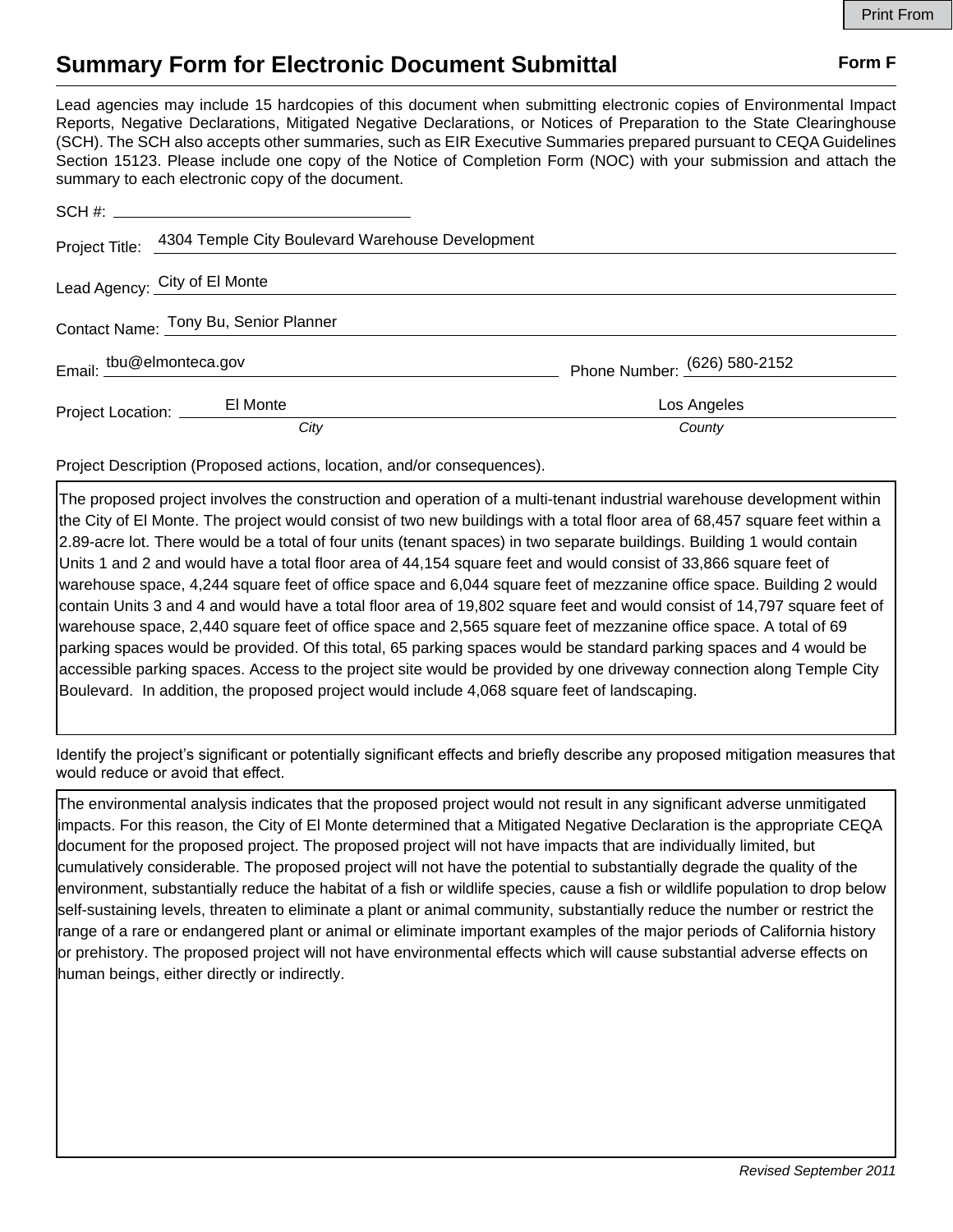Print From

# Summary Form for Electronic Document Submittal

**Form F**

Lead agencies may include 15 hardcopies of this document when submitting electronic copies of Environmental Impact Reports, Negative Declarations, Mitigated Negative Declarations, or Notices of Preparation to the State Clearinghouse (SCH). The SCH also accepts other summaries, such as EIR Executive Summaries prepared pursuant to CEQA Guidelines Section 15123. Please include one copy of the Notice of Completion Form (NOC) with your submission and attach the summary to each electronic copy of the document.

SCH #: 

Project Title: 4304 Temple City Boulevard Warehouse Development

Lead Agency: City of El Monte

Contact Name: Tony Bu, Senior Planner

Email: tbu@elmonteca.gov    Phone Number: (626) 580-2152

Project Location: El Monte (*City*)    Los Angeles (*County*)

Project Description (Proposed actions, location, and/or consequences).

The proposed project involves the construction and operation of a multi-tenant industrial warehouse development within the City of El Monte. The project would consist of two new buildings with a total floor area of 68,457 square feet within a 2.89-acre lot. There would be a total of four units (tenant spaces) in two separate buildings. Building 1 would contain Units 1 and 2 and would have a total floor area of 44,154 square feet and would consist of 33,866 square feet of warehouse space, 4,244 square feet of office space and 6,044 square feet of mezzanine office space. Building 2 would contain Units 3 and 4 and would have a total floor area of 19,802 square feet and would consist of 14,797 square feet of warehouse space, 2,440 square feet of office space and 2,565 square feet of mezzanine office space. A total of 69 parking spaces would be provided. Of this total, 65 parking spaces would be standard parking spaces and 4 would be accessible parking spaces. Access to the project site would be provided by one driveway connection along Temple City Boulevard. In addition, the proposed project would include 4,068 square feet of landscaping.

Identify the project's significant or potentially significant effects and briefly describe any proposed mitigation measures that would reduce or avoid that effect.

The environmental analysis indicates that the proposed project would not result in any significant adverse unmitigated impacts. For this reason, the City of El Monte determined that a Mitigated Negative Declaration is the appropriate CEQA document for the proposed project. The proposed project will not have impacts that are individually limited, but cumulatively considerable. The proposed project will not have the potential to substantially degrade the quality of the environment, substantially reduce the habitat of a fish or wildlife species, cause a fish or wildlife population to drop below self-sustaining levels, threaten to eliminate a plant or animal community, substantially reduce the number or restrict the range of a rare or endangered plant or animal or eliminate important examples of the major periods of California history or prehistory. The proposed project will not have environmental effects which will cause substantial adverse effects on human beings, either directly or indirectly.

*Revised September 2011*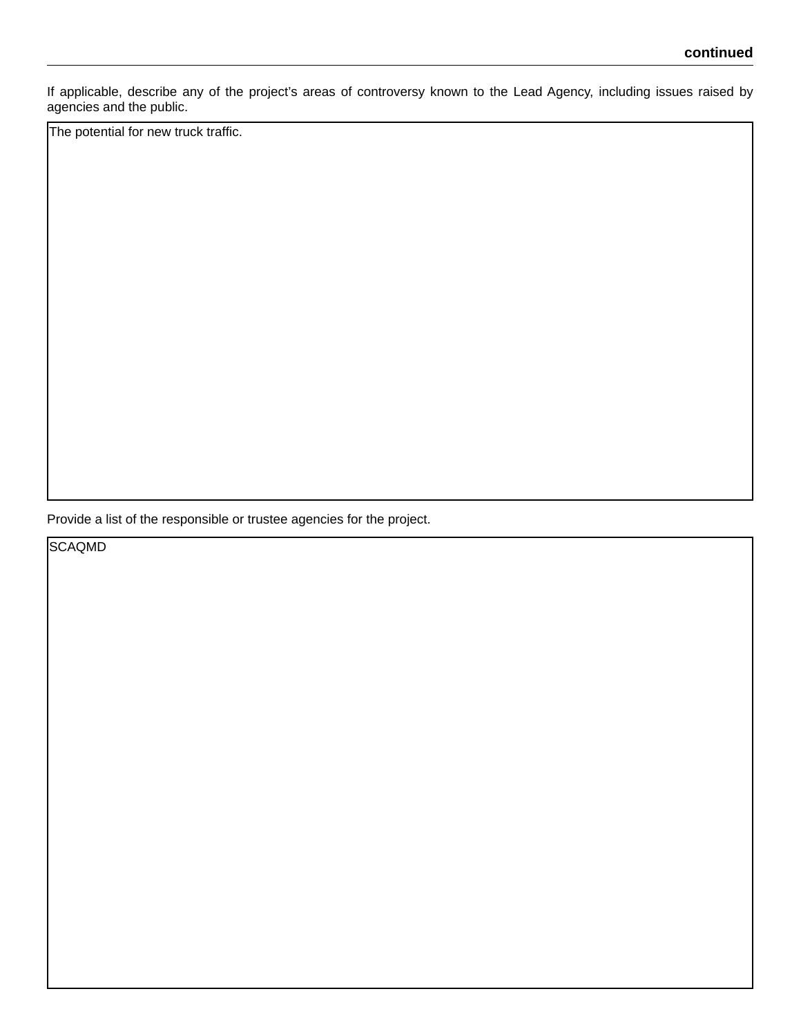**continued**

If applicable, describe any of the project's areas of controversy known to the Lead Agency, including issues raised by agencies and the public.

The potential for new truck traffic.

Provide a list of the responsible or trustee agencies for the project.

SCAQMD